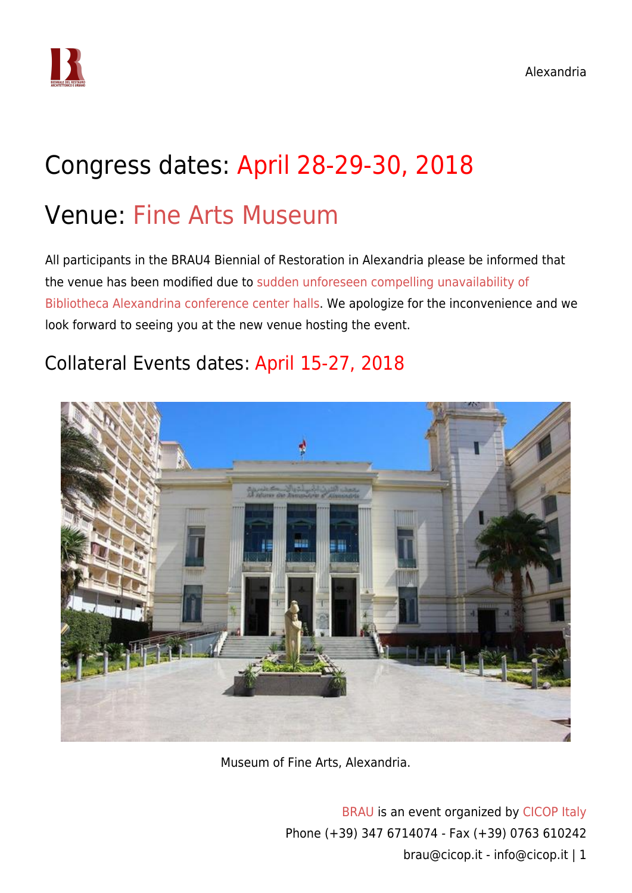# Congress dates: April 28-29-30, 2018

# Venue: Fine Arts Museum

All participants in the BRAU4 Biennial of Restoration in Alexandria please be informed that the venue has been modified due to sudden unforeseen compelling unavailability of Bibliotheca Alexandrina conference center halls. We apologize for the inconvenience and we look forward to seeing you at the new venue hosting the event.

## Collateral Events dates: April 15-27, 2018

Museum of Fine Arts, Alexandria.

BRAU is an event organized by CICOP Italy
Phone (+39) 347 6714074 - Fax (+39) 0763 610242
brau@cicop.it - info@cicop.it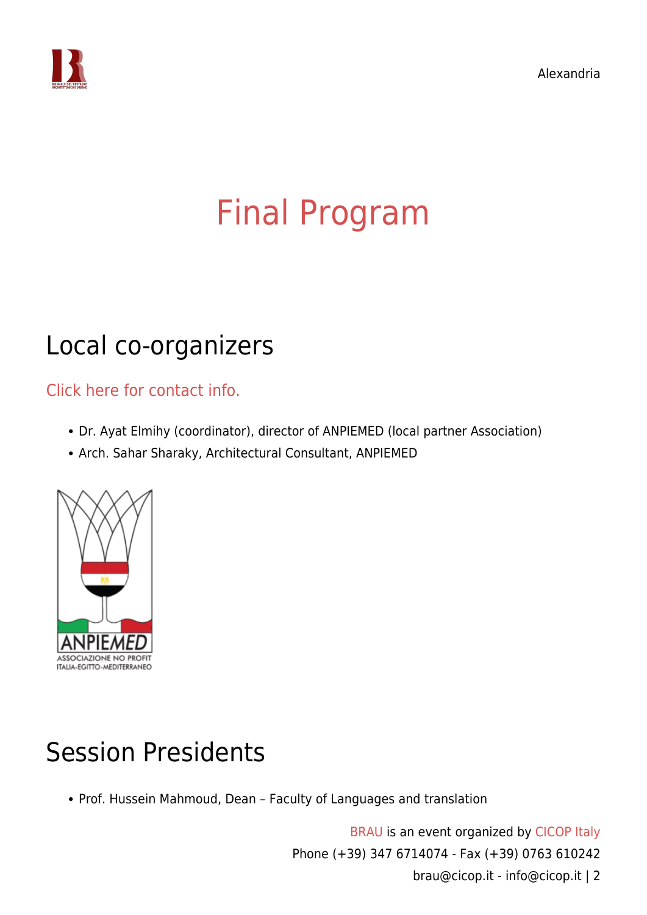# Final Program

## Local co-organizers

Click here for contact info.

- Dr. Ayat Elmihy (coordinator), director of ANPIEMED (local partner Association)
- Arch. Sahar Sharaky, Architectural Consultant, ANPIEMED

## Session Presidents

- Prof. Hussein Mahmoud, Dean – Faculty of Languages and translation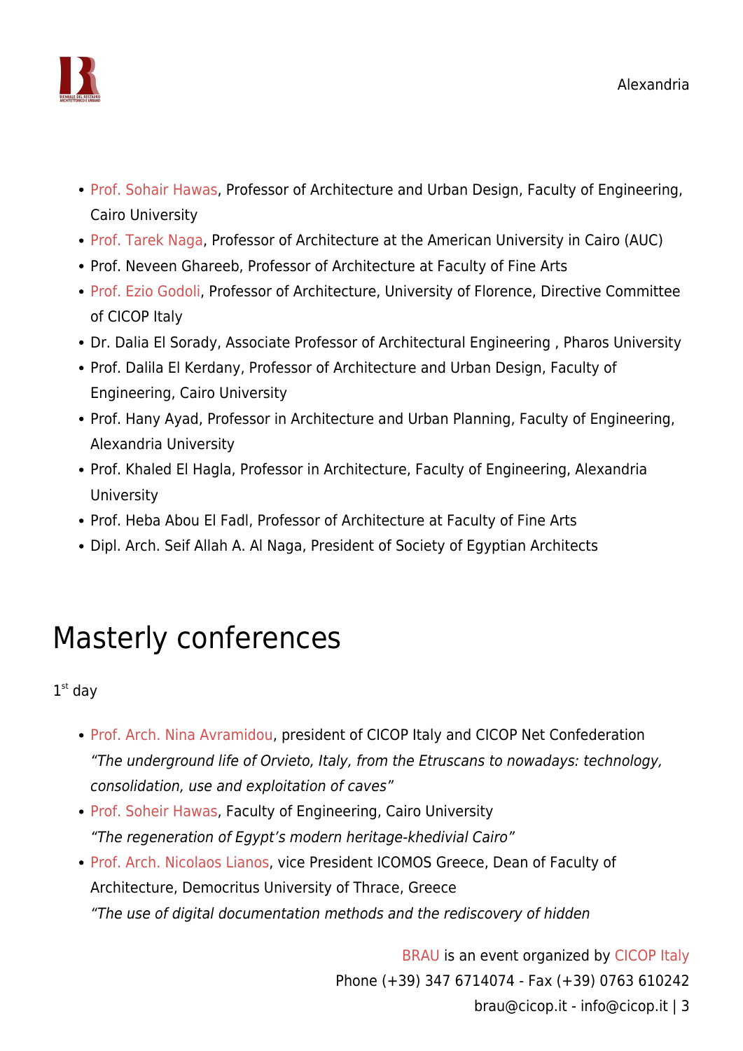- Prof. Sohair Hawas, Professor of Architecture and Urban Design, Faculty of Engineering, Cairo University
- Prof. Tarek Naga, Professor of Architecture at the American University in Cairo (AUC)
- Prof. Neveen Ghareeb, Professor of Architecture at Faculty of Fine Arts
- Prof. Ezio Godoli, Professor of Architecture, University of Florence, Directive Committee of CICOP Italy
- Dr. Dalia El Sorady, Associate Professor of Architectural Engineering , Pharos University
- Prof. Dalila El Kerdany, Professor of Architecture and Urban Design, Faculty of Engineering, Cairo University
- Prof. Hany Ayad, Professor in Architecture and Urban Planning, Faculty of Engineering, Alexandria University
- Prof. Khaled El Hagla, Professor in Architecture, Faculty of Engineering, Alexandria University
- Prof. Heba Abou El Fadl, Professor of Architecture at Faculty of Fine Arts
- Dipl. Arch. Seif Allah A. Al Naga, President of Society of Egyptian Architects

# Masterly conferences

1st day

- Prof. Arch. Nina Avramidou, president of CICOP Italy and CICOP Net Confederation
  *"The underground life of Orvieto, Italy, from the Etruscans to nowadays: technology, consolidation, use and exploitation of caves"*
- Prof. Soheir Hawas, Faculty of Engineering, Cairo University
  *"The regeneration of Egypt's modern heritage-khedivial Cairo"*
- Prof. Arch. Nicolaos Lianos, vice President ICOMOS Greece, Dean of Faculty of Architecture, Democritus University of Thrace, Greece
  *"The use of digital documentation methods and the rediscovery of hidden*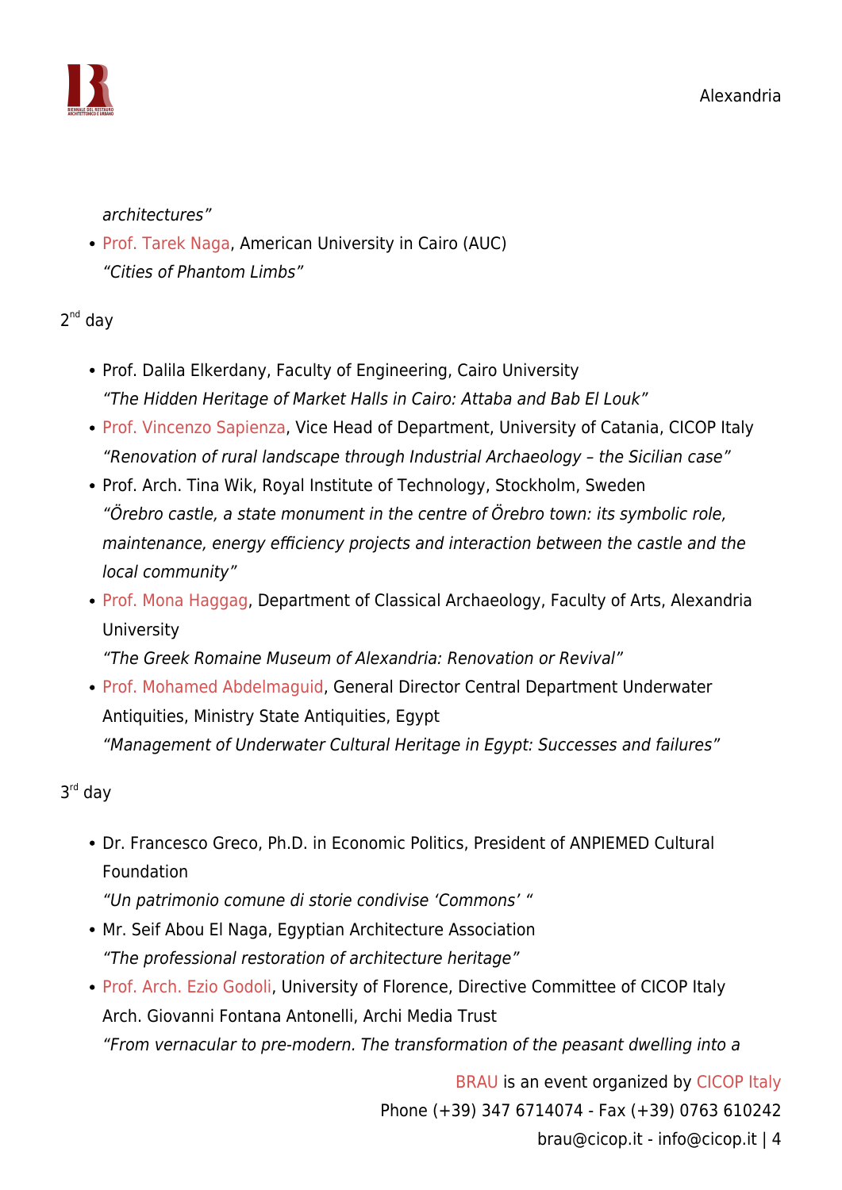*architectures"*

- Prof. Tarek Naga, American University in Cairo (AUC)
  *"Cities of Phantom Limbs"*

2nd day

- Prof. Dalila Elkerdany, Faculty of Engineering, Cairo University
  *"The Hidden Heritage of Market Halls in Cairo: Attaba and Bab El Louk"*
- Prof. Vincenzo Sapienza, Vice Head of Department, University of Catania, CICOP Italy
  *"Renovation of rural landscape through Industrial Archaeology – the Sicilian case"*
- Prof. Arch. Tina Wik, Royal Institute of Technology, Stockholm, Sweden
  *"Örebro castle, a state monument in the centre of Örebro town: its symbolic role, maintenance, energy efficiency projects and interaction between the castle and the local community"*
- Prof. Mona Haggag, Department of Classical Archaeology, Faculty of Arts, Alexandria University
  *"The Greek Romaine Museum of Alexandria: Renovation or Revival"*
- Prof. Mohamed Abdelmaguid, General Director Central Department Underwater Antiquities, Ministry State Antiquities, Egypt
  *"Management of Underwater Cultural Heritage in Egypt: Successes and failures"*

3rd day

- Dr. Francesco Greco, Ph.D. in Economic Politics, President of ANPIEMED Cultural Foundation
  *"Un patrimonio comune di storie condivise 'Commons' "*
- Mr. Seif Abou El Naga, Egyptian Architecture Association
  *"The professional restoration of architecture heritage"*
- Prof. Arch. Ezio Godoli, University of Florence, Directive Committee of CICOP Italy
  Arch. Giovanni Fontana Antonelli, Archi Media Trust
  *"From vernacular to pre-modern. The transformation of the peasant dwelling into a*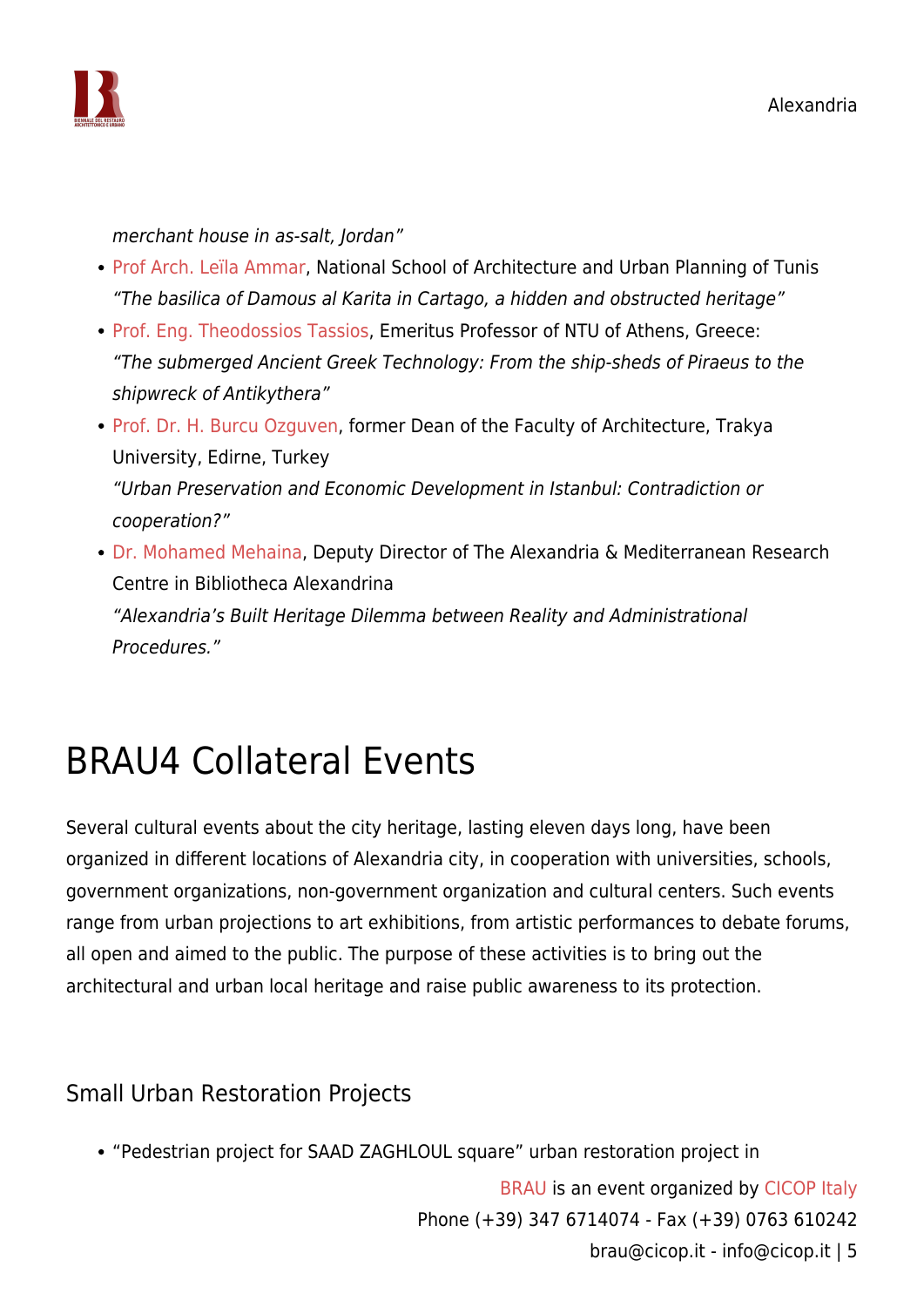*merchant house in as-salt, Jordan"*

- Prof Arch. Leïla Ammar, National School of Architecture and Urban Planning of Tunis
  *"The basilica of Damous al Karita in Cartago, a hidden and obstructed heritage"*
- Prof. Eng. Theodossios Tassios, Emeritus Professor of NTU of Athens, Greece:
  *"The submerged Ancient Greek Technology: From the ship-sheds of Piraeus to the shipwreck of Antikythera"*
- Prof. Dr. H. Burcu Ozguven, former Dean of the Faculty of Architecture, Trakya University, Edirne, Turkey
  *"Urban Preservation and Economic Development in Istanbul: Contradiction or cooperation?"*
- Dr. Mohamed Mehaina, Deputy Director of The Alexandria & Mediterranean Research Centre in Bibliotheca Alexandrina
  *"Alexandria's Built Heritage Dilemma between Reality and Administrational Procedures."*

# BRAU4 Collateral Events

Several cultural events about the city heritage, lasting eleven days long, have been organized in different locations of Alexandria city, in cooperation with universities, schools, government organizations, non-government organization and cultural centers. Such events range from urban projections to art exhibitions, from artistic performances to debate forums, all open and aimed to the public. The purpose of these activities is to bring out the architectural and urban local heritage and raise public awareness to its protection.

## Small Urban Restoration Projects

- "Pedestrian project for SAAD ZAGHLOUL square" urban restoration project in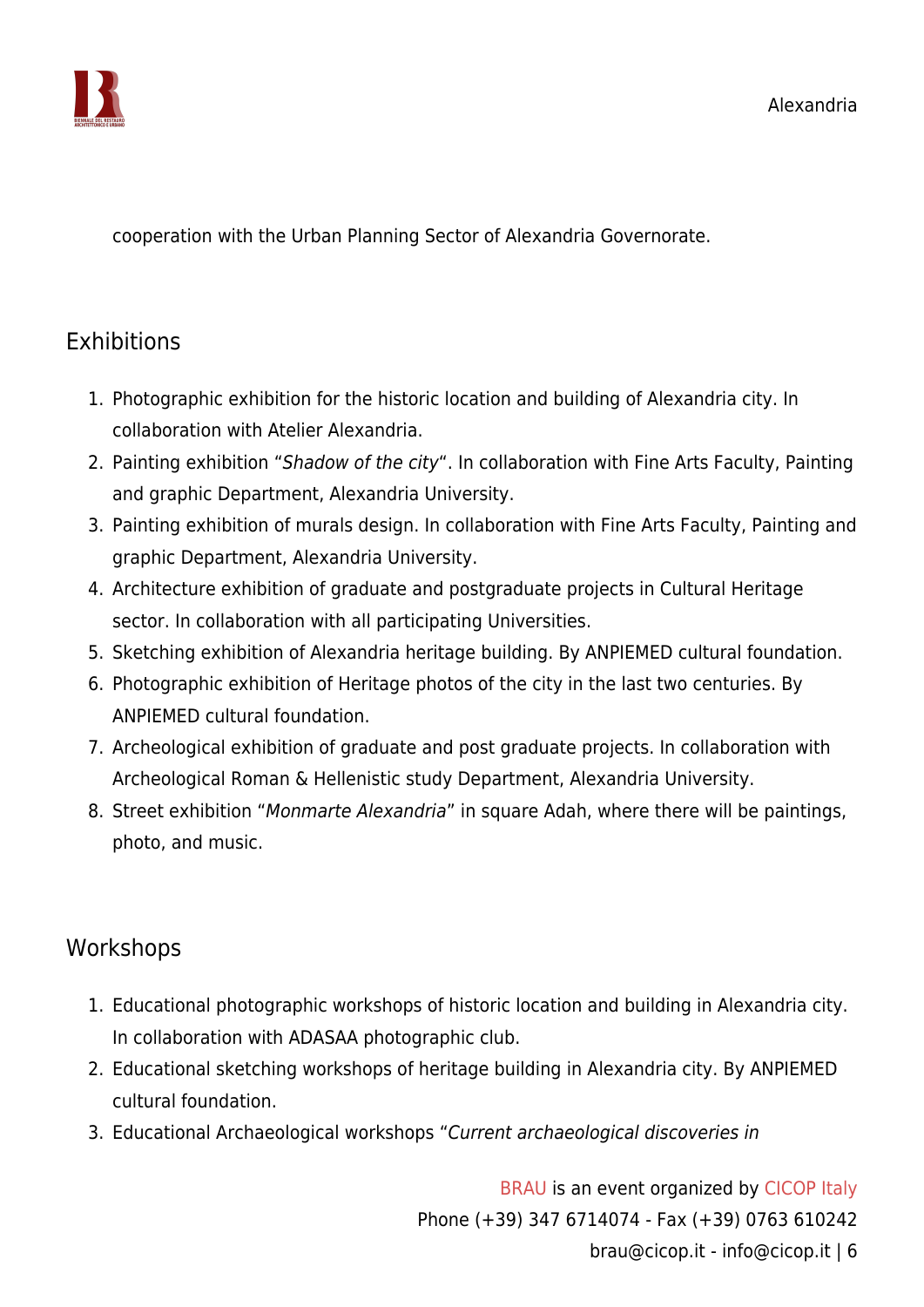cooperation with the Urban Planning Sector of Alexandria Governorate.

## Exhibitions

1. Photographic exhibition for the historic location and building of Alexandria city. In collaboration with Atelier Alexandria.
2. Painting exhibition "*Shadow of the city*". In collaboration with Fine Arts Faculty, Painting and graphic Department, Alexandria University.
3. Painting exhibition of murals design. In collaboration with Fine Arts Faculty, Painting and graphic Department, Alexandria University.
4. Architecture exhibition of graduate and postgraduate projects in Cultural Heritage sector. In collaboration with all participating Universities.
5. Sketching exhibition of Alexandria heritage building. By ANPIEMED cultural foundation.
6. Photographic exhibition of Heritage photos of the city in the last two centuries. By ANPIEMED cultural foundation.
7. Archeological exhibition of graduate and post graduate projects. In collaboration with Archeological Roman & Hellenistic study Department, Alexandria University.
8. Street exhibition "*Monmarte Alexandria*" in square Adah, where there will be paintings, photo, and music.

## Workshops

1. Educational photographic workshops of historic location and building in Alexandria city. In collaboration with ADASAA photographic club.
2. Educational sketching workshops of heritage building in Alexandria city. By ANPIEMED cultural foundation.
3. Educational Archaeological workshops "*Current archaeological discoveries in*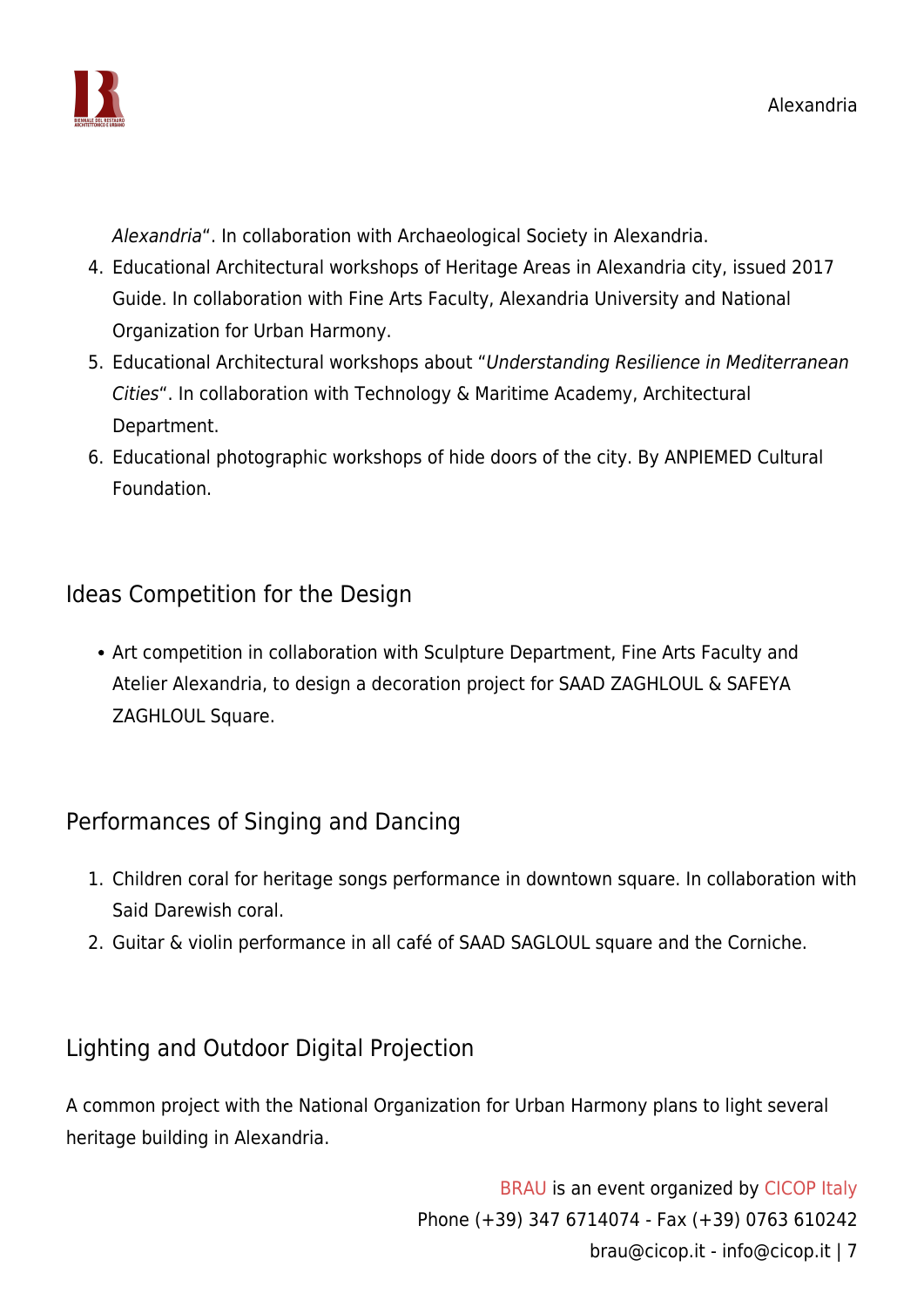*Alexandria*". In collaboration with Archaeological Society in Alexandria.

4. Educational Architectural workshops of Heritage Areas in Alexandria city, issued 2017 Guide. In collaboration with Fine Arts Faculty, Alexandria University and National Organization for Urban Harmony.
5. Educational Architectural workshops about "*Understanding Resilience in Mediterranean Cities*". In collaboration with Technology & Maritime Academy, Architectural Department.
6. Educational photographic workshops of hide doors of the city. By ANPIEMED Cultural Foundation.

## Ideas Competition for the Design

- Art competition in collaboration with Sculpture Department, Fine Arts Faculty and Atelier Alexandria, to design a decoration project for SAAD ZAGHLOUL & SAFEYA ZAGHLOUL Square.

## Performances of Singing and Dancing

1. Children coral for heritage songs performance in downtown square. In collaboration with Said Darewish coral.
2. Guitar & violin performance in all café of SAAD SAGLOUL square and the Corniche.

## Lighting and Outdoor Digital Projection

A common project with the National Organization for Urban Harmony plans to light several heritage building in Alexandria.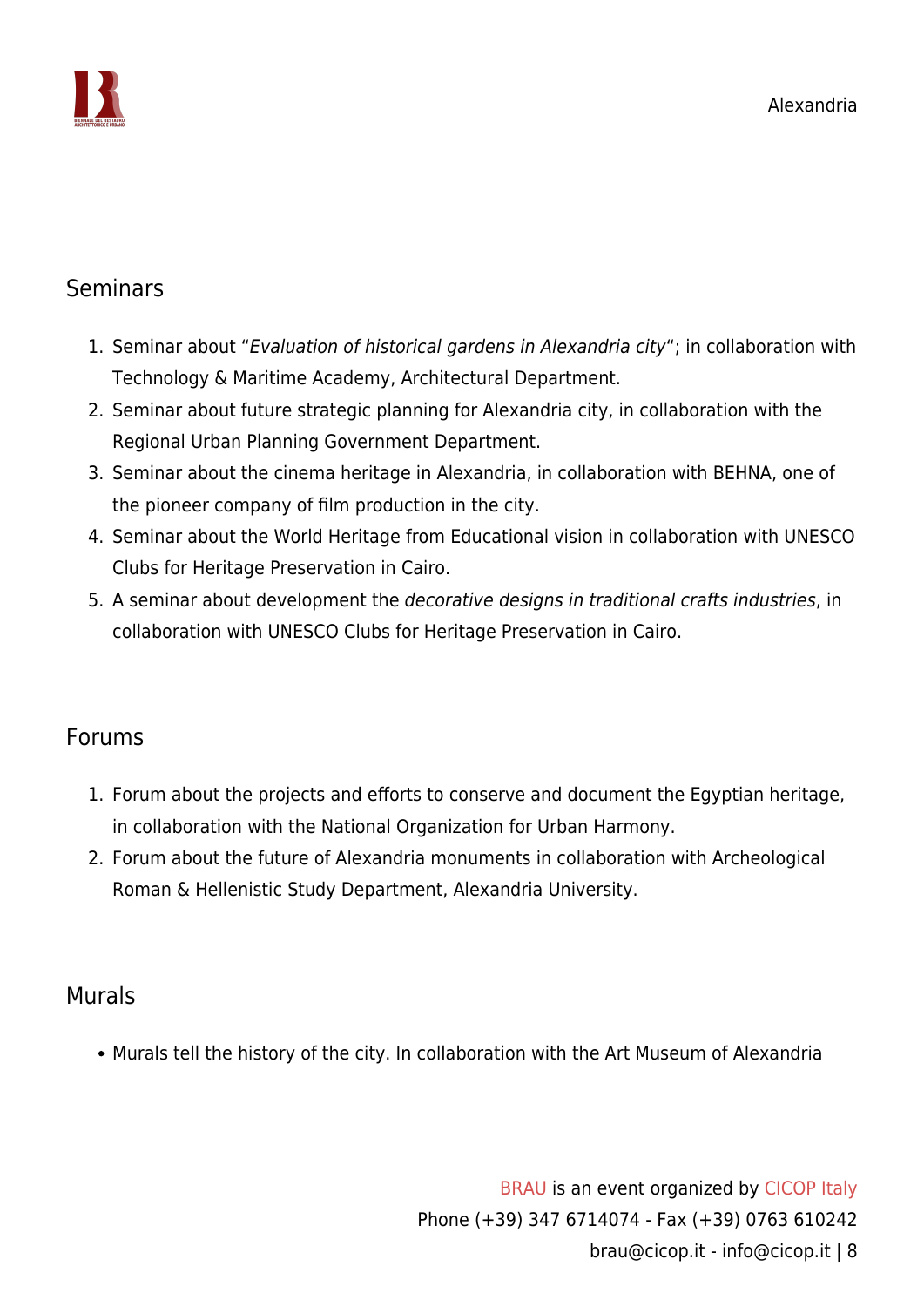## Seminars

1. Seminar about “*Evaluation of historical gardens in Alexandria city*“; in collaboration with Technology & Maritime Academy, Architectural Department.
2. Seminar about future strategic planning for Alexandria city, in collaboration with the Regional Urban Planning Government Department.
3. Seminar about the cinema heritage in Alexandria, in collaboration with BEHNA, one of the pioneer company of film production in the city.
4. Seminar about the World Heritage from Educational vision in collaboration with UNESCO Clubs for Heritage Preservation in Cairo.
5. A seminar about development the *decorative designs in traditional crafts industries*, in collaboration with UNESCO Clubs for Heritage Preservation in Cairo.

## Forums

1. Forum about the projects and efforts to conserve and document the Egyptian heritage, in collaboration with the National Organization for Urban Harmony.
2. Forum about the future of Alexandria monuments in collaboration with Archeological Roman & Hellenistic Study Department, Alexandria University.

## Murals

- Murals tell the history of the city. In collaboration with the Art Museum of Alexandria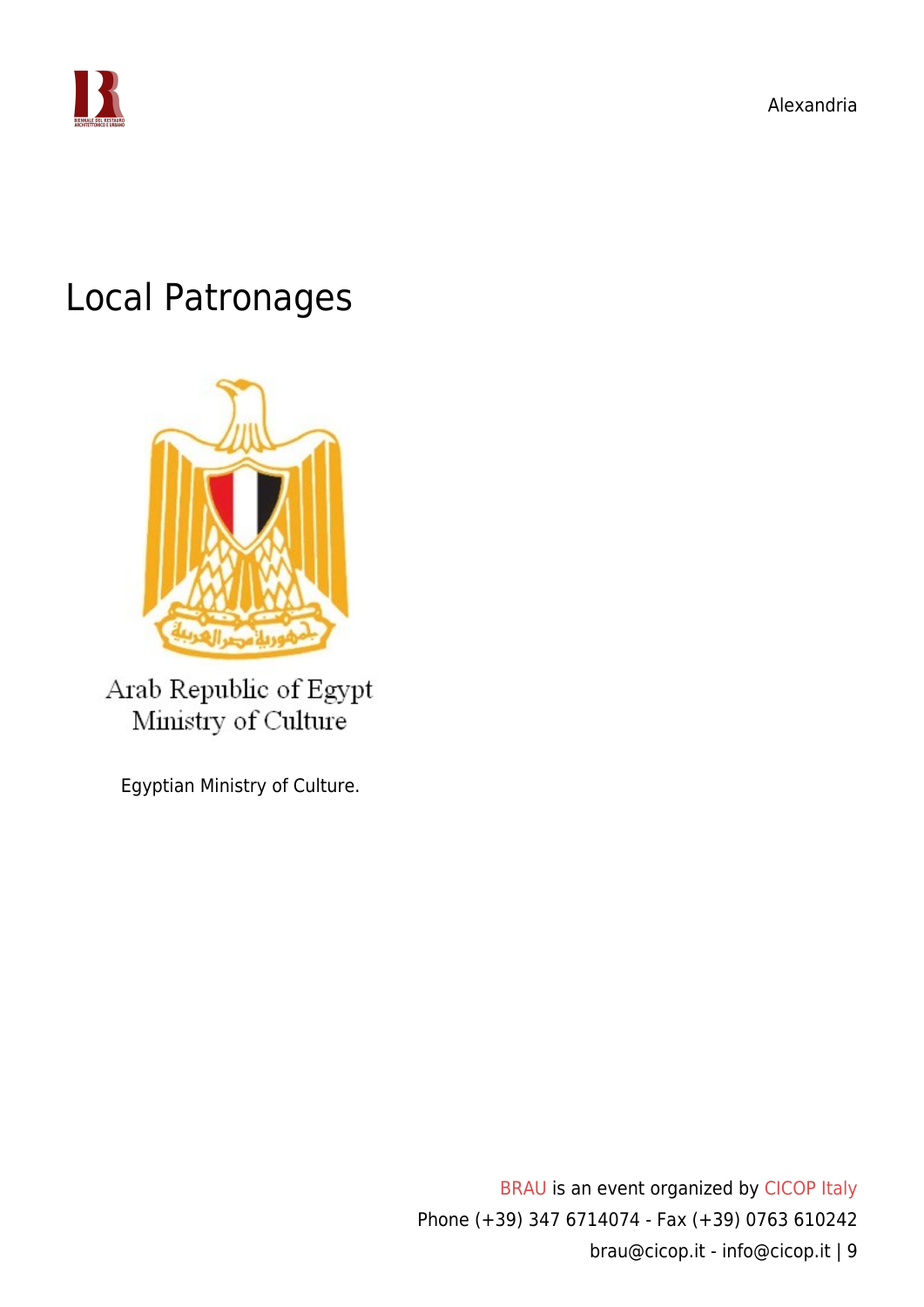# Local Patronages

Arab Republic of Egypt
Ministry of Culture

Egyptian Ministry of Culture.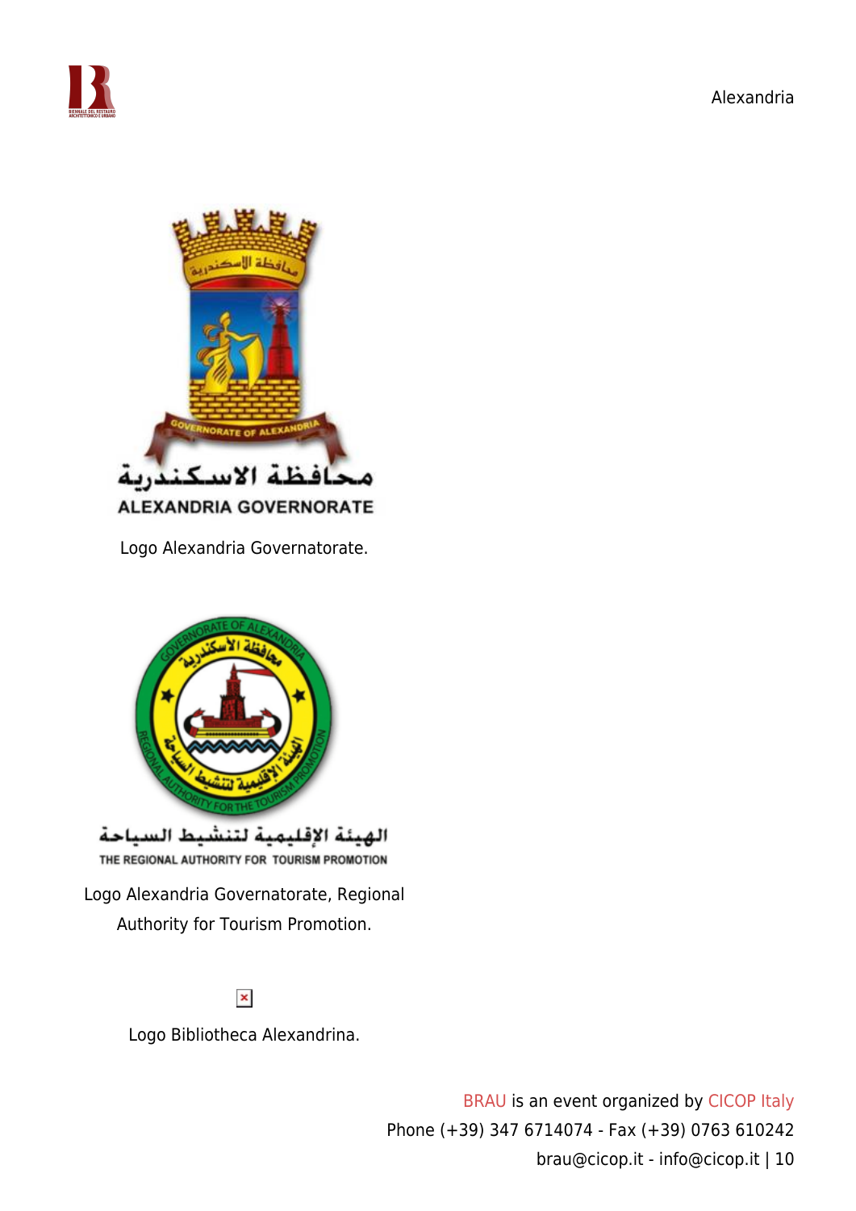Logo Alexandria Governatorate.

Logo Alexandria Governatorate, Regional Authority for Tourism Promotion.

Logo Bibliotheca Alexandrina.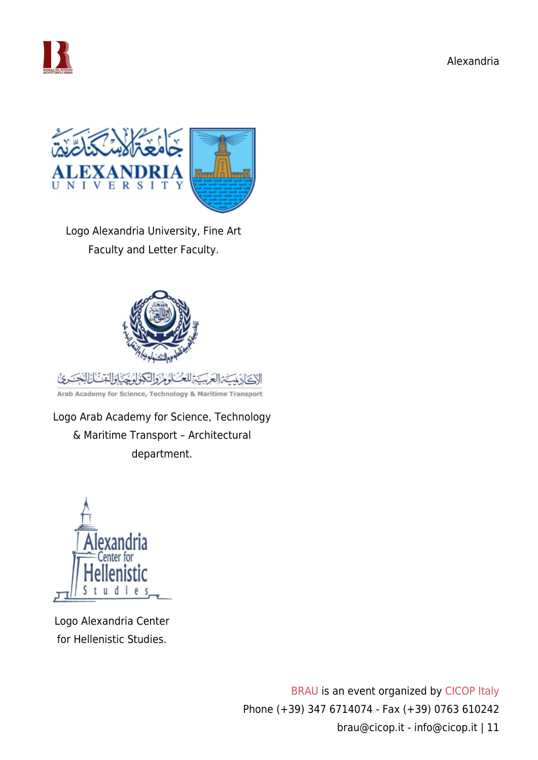Logo Alexandria University, Fine Art Faculty and Letter Faculty.

Logo Arab Academy for Science, Technology & Maritime Transport – Architectural department.

Logo Alexandria Center for Hellenistic Studies.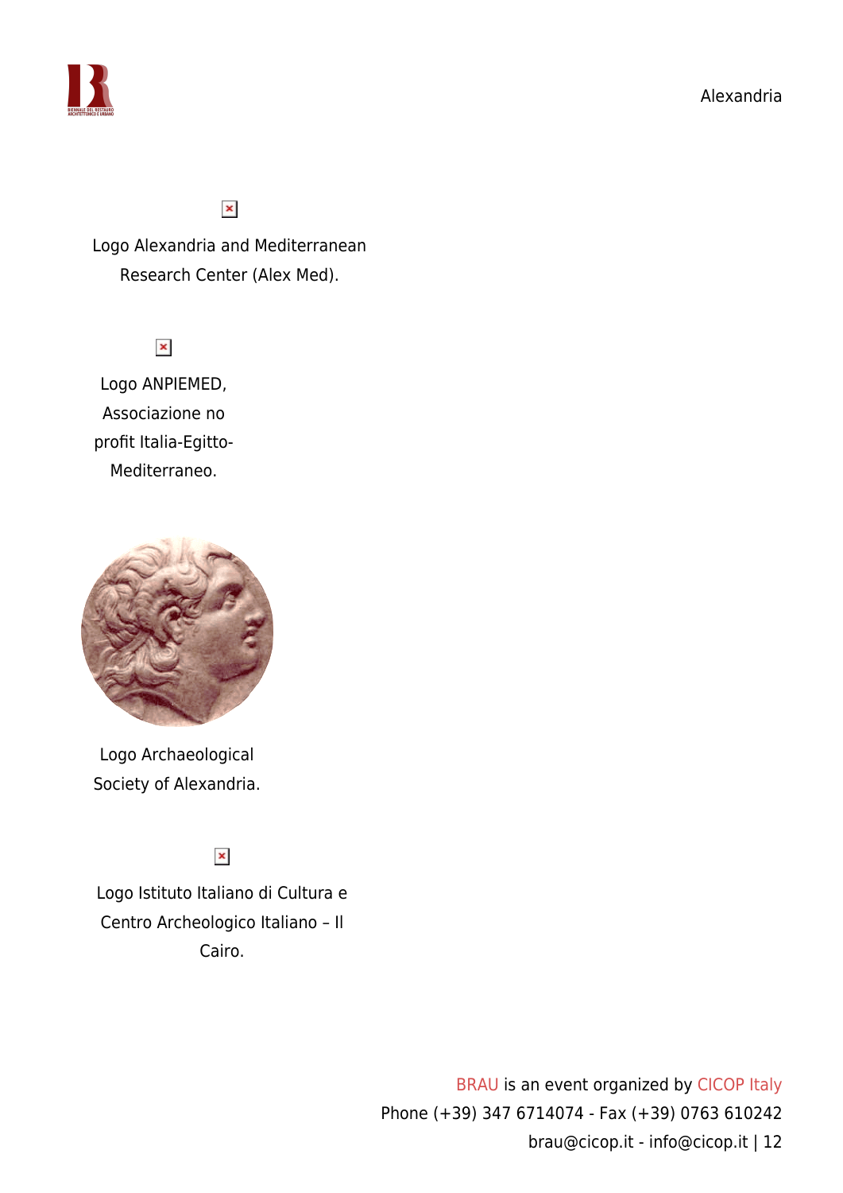Logo Alexandria and Mediterranean Research Center (Alex Med).

Logo ANPIEMED, Associazione no profit Italia-Egitto-Mediterraneo.

Logo Archaeological Society of Alexandria.

Logo Istituto Italiano di Cultura e Centro Archeologico Italiano – Il Cairo.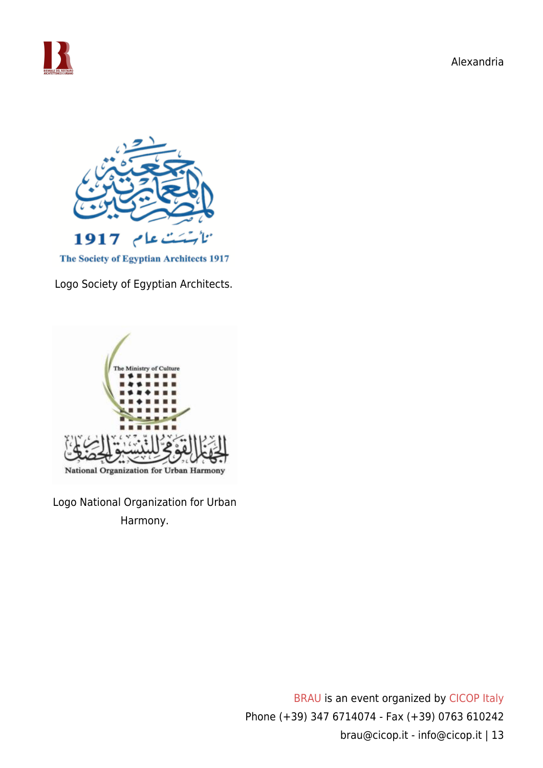Logo Society of Egyptian Architects.

Logo National Organization for Urban Harmony.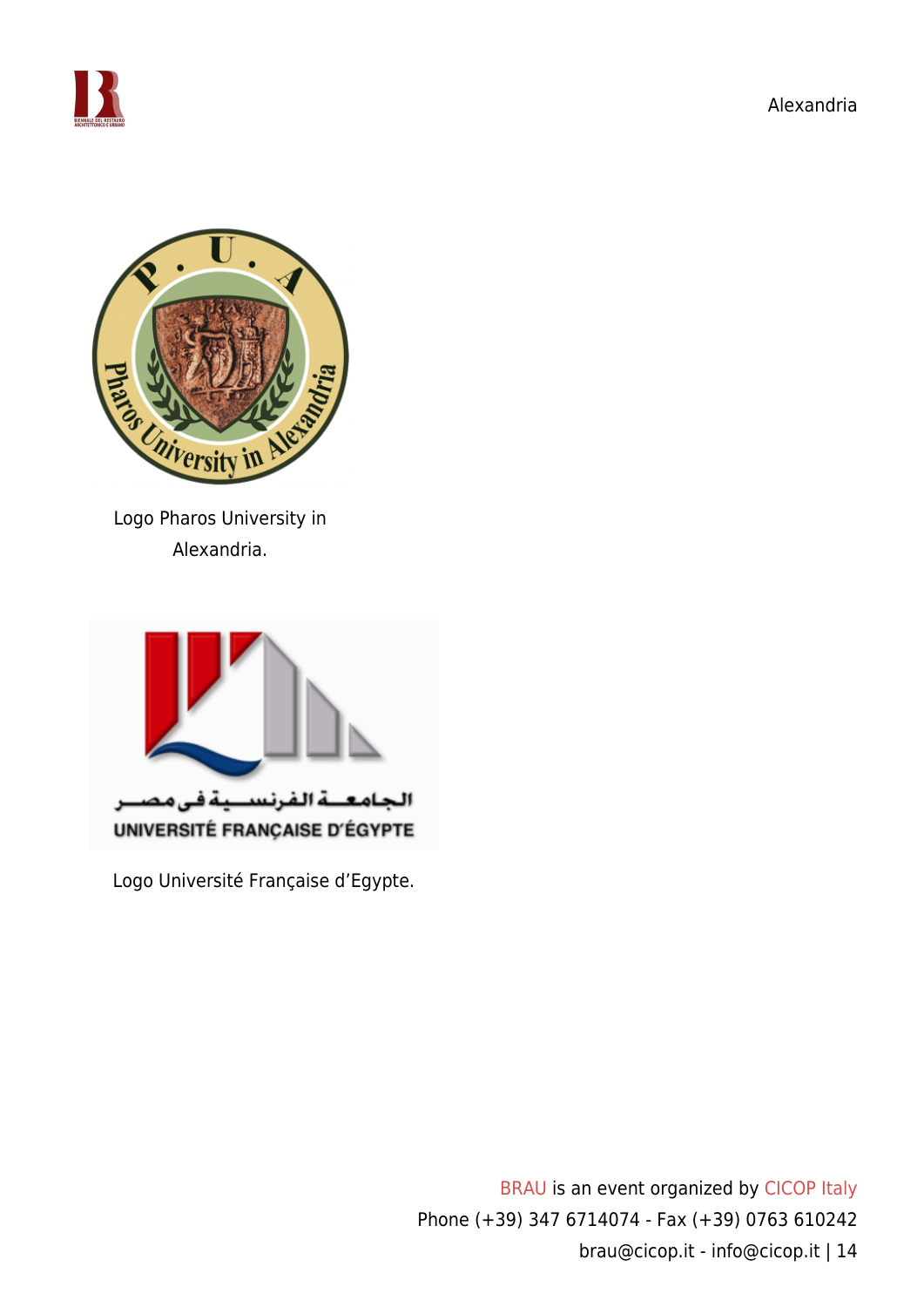Logo Pharos University in Alexandria.

Logo Université Française d'Egypte.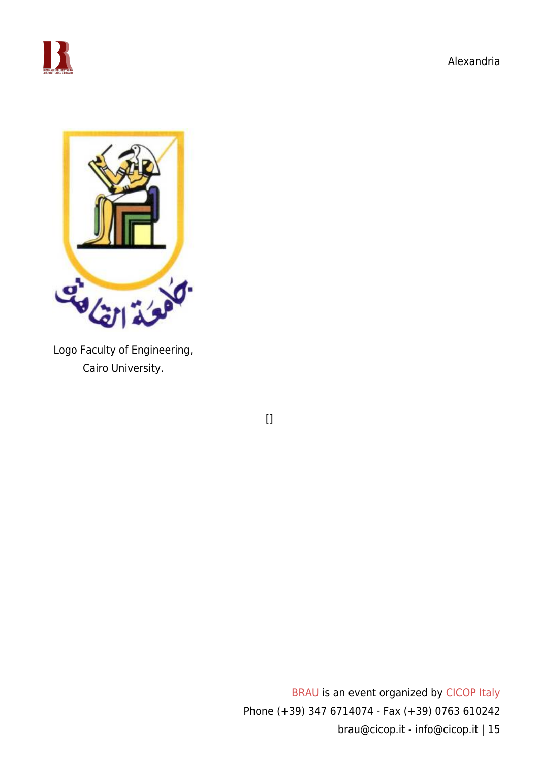Logo Faculty of Engineering, Cairo University.

[]